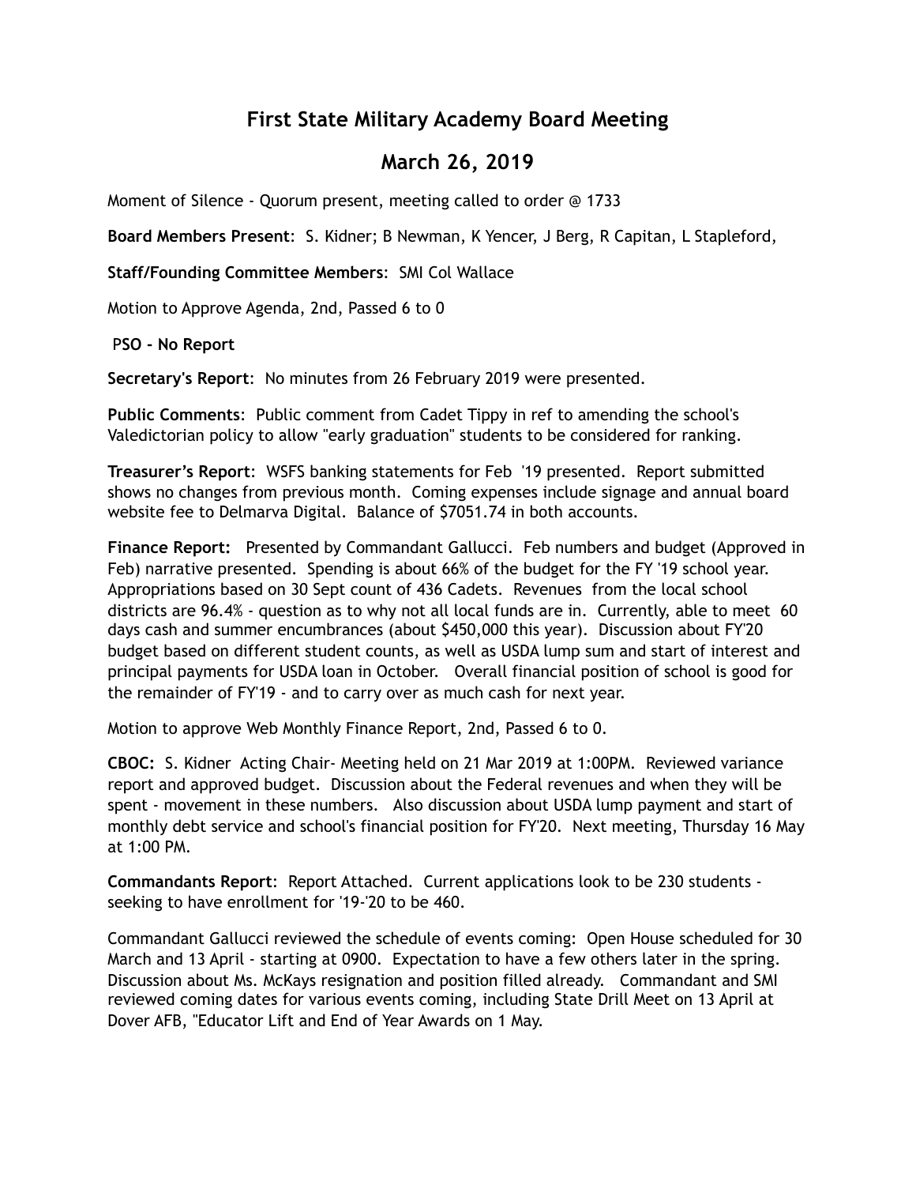# First State Military Academy Board Meeting

## March 26, 2019

Moment of Silence - Quorum present, meeting called to order @ 1733

**Board Members Present**: S. Kidner; B Newman, K Yencer, J Berg, R Capitan, L Stapleford,

**Staff/Founding Committee Members**: SMI Col Wallace

Motion to Approve Agenda, 2nd, Passed 6 to 0

**PSO - No Report**

**Secretary's Report**: No minutes from 26 February 2019 were presented.

**Public Comments**: Public comment from Cadet Tippy in ref to amending the school's Valedictorian policy to allow "early graduation" students to be considered for ranking.

**Treasurer's Report**: WSFS banking statements for Feb '19 presented. Report submitted shows no changes from previous month. Coming expenses include signage and annual board website fee to Delmarva Digital. Balance of $7051.74 in both accounts.

**Finance Report:** Presented by Commandant Gallucci. Feb numbers and budget (Approved in Feb) narrative presented. Spending is about 66% of the budget for the FY '19 school year. Appropriations based on 30 Sept count of 436 Cadets. Revenues from the local school districts are 96.4% - question as to why not all local funds are in. Currently, able to meet 60 days cash and summer encumbrances (about $450,000 this year). Discussion about FY'20 budget based on different student counts, as well as USDA lump sum and start of interest and principal payments for USDA loan in October. Overall financial position of school is good for the remainder of FY'19 - and to carry over as much cash for next year.

Motion to approve Web Monthly Finance Report, 2nd, Passed 6 to 0.

**CBOC:** S. Kidner Acting Chair- Meeting held on 21 Mar 2019 at 1:00PM. Reviewed variance report and approved budget. Discussion about the Federal revenues and when they will be spent - movement in these numbers. Also discussion about USDA lump payment and start of monthly debt service and school's financial position for FY'20. Next meeting, Thursday 16 May at 1:00 PM.

**Commandants Report**: Report Attached. Current applications look to be 230 students - seeking to have enrollment for '19-'20 to be 460.

Commandant Gallucci reviewed the schedule of events coming: Open House scheduled for 30 March and 13 April - starting at 0900. Expectation to have a few others later in the spring. Discussion about Ms. McKays resignation and position filled already. Commandant and SMI reviewed coming dates for various events coming, including State Drill Meet on 13 April at Dover AFB, "Educator Lift and End of Year Awards on 1 May.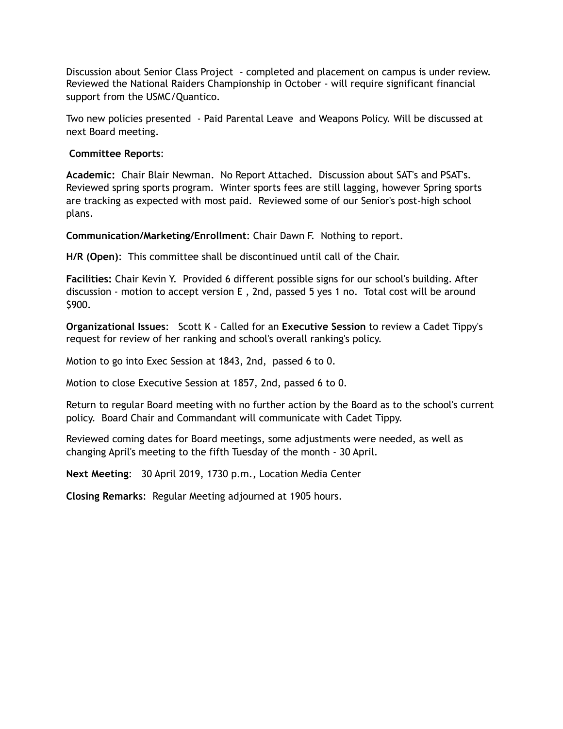Discussion about Senior Class Project - completed and placement on campus is under review. Reviewed the National Raiders Championship in October - will require significant financial support from the USMC/Quantico.

Two new policies presented - Paid Parental Leave and Weapons Policy. Will be discussed at next Board meeting.

**Committee Reports**:

**Academic:** Chair Blair Newman. No Report Attached. Discussion about SAT's and PSAT's. Reviewed spring sports program. Winter sports fees are still lagging, however Spring sports are tracking as expected with most paid. Reviewed some of our Senior's post-high school plans.

**Communication/Marketing/Enrollment**: Chair Dawn F. Nothing to report.

**H/R (Open)**: This committee shall be discontinued until call of the Chair.

**Facilities:** Chair Kevin Y. Provided 6 different possible signs for our school's building. After discussion - motion to accept version E , 2nd, passed 5 yes 1 no. Total cost will be around $900.

**Organizational Issues**: Scott K - Called for an **Executive Session** to review a Cadet Tippy's request for review of her ranking and school's overall ranking's policy.

Motion to go into Exec Session at 1843, 2nd, passed 6 to 0.

Motion to close Executive Session at 1857, 2nd, passed 6 to 0.

Return to regular Board meeting with no further action by the Board as to the school's current policy. Board Chair and Commandant will communicate with Cadet Tippy.

Reviewed coming dates for Board meetings, some adjustments were needed, as well as changing April's meeting to the fifth Tuesday of the month - 30 April.

**Next Meeting**: 30 April 2019, 1730 p.m., Location Media Center

**Closing Remarks**: Regular Meeting adjourned at 1905 hours.